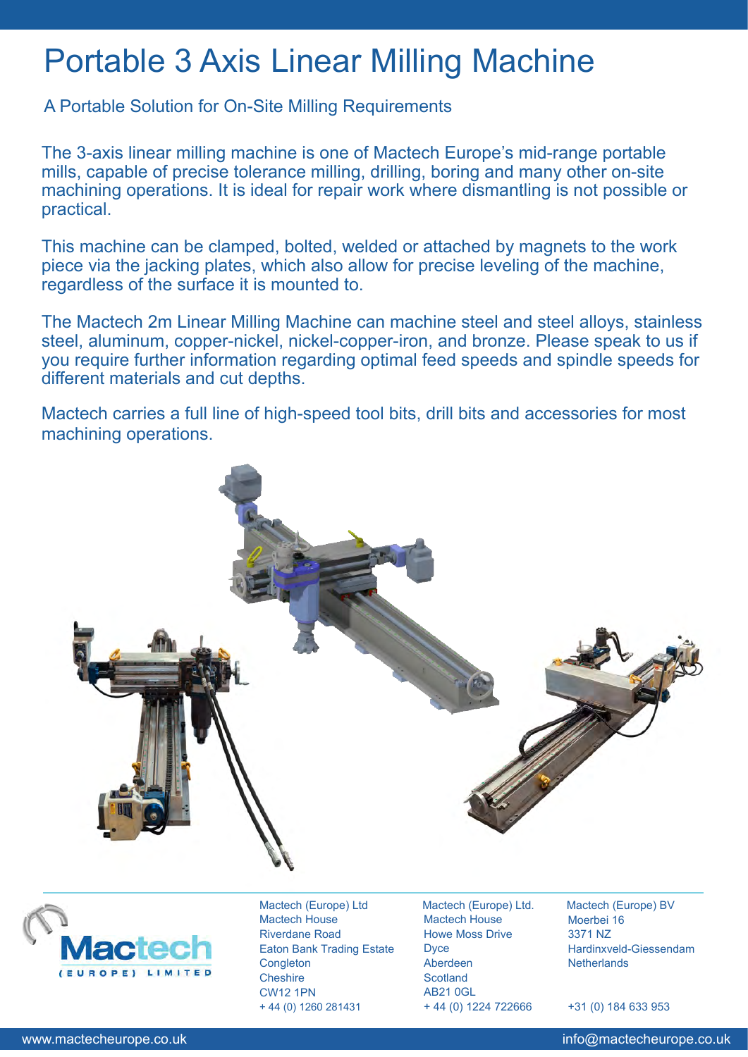# Portable 3 Axis Linear Milling Machine

A Portable Solution for On-Site Milling Requirements

The 3-axis linear milling machine is one of Mactech Europe's mid-range portable mills, capable of precise tolerance milling, drilling, boring and many other on-site machining operations. It is ideal for repair work where dismantling is not possible or practical.

This machine can be clamped, bolted, welded or attached by magnets to the work piece via the jacking plates, which also allow for precise leveling of the machine, regardless of the surface it is mounted to.

The Mactech 2m Linear Milling Machine can machine steel and steel alloys, stainless steel, aluminum, copper-nickel, nickel-copper-iron, and bronze. Please speak to us if you require further information regarding optimal feed speeds and spindle speeds for different materials and cut depths.

Mactech carries a full line of high-speed tool bits, drill bits and accessories for most machining operations.

Mactech (Europe) Ltd
Mactech House
Riverdane Road
Eaton Bank Trading Estate
Congleton
Cheshire
CW12 1PN
+ 44 (0) 1260 281431

Mactech (Europe) Ltd.
Mactech House
Howe Moss Drive
Dyce
Aberdeen
Scotland
AB21 0GL
+ 44 (0) 1224 722666

Mactech (Europe) BV
Moerbei 16
3371 NZ
Hardinxveld-Giessendam
Netherlands
+31 (0) 184 633 953

www.mactecheurope.co.uk

info@mactecheurope.co.uk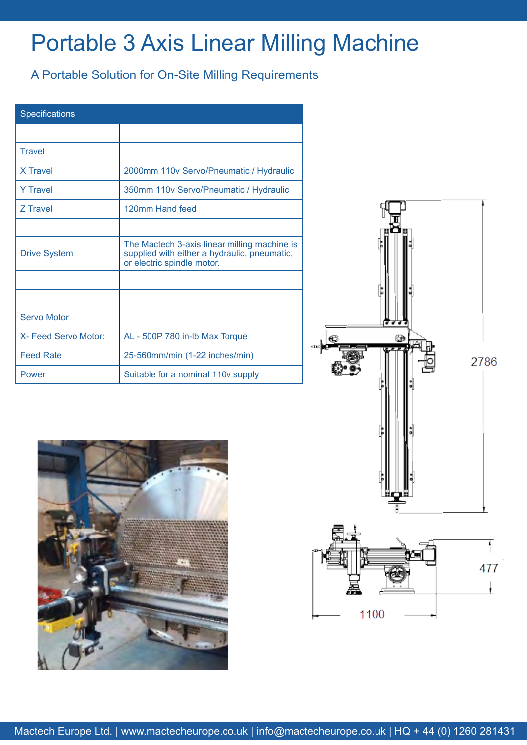# Portable 3 Axis Linear Milling Machine

## A Portable Solution for On-Site Milling Requirements

| Specifications | |
|---|---|
| | |
| Travel | |
| X Travel | 2000mm 110v Servo/Pneumatic / Hydraulic |
| Y Travel | 350mm 110v Servo/Pneumatic / Hydraulic |
| Z Travel | 120mm Hand feed |
| | |
| Drive System | The Mactech 3-axis linear milling machine is supplied with either a hydraulic, pneumatic, or electric spindle motor. |
| | |
| | |
| Servo Motor | |
| X- Feed Servo Motor: | AL - 500P 780 in-lb Max Torque |
| Feed Rate | 25-560mm/min (1-22 inches/min) |
| Power | Suitable for a nominal 110v supply |

2786

477

1100

Mactech Europe Ltd. | www.mactecheurope.co.uk | info@mactecheurope.co.uk | HQ + 44 (0) 1260 281431